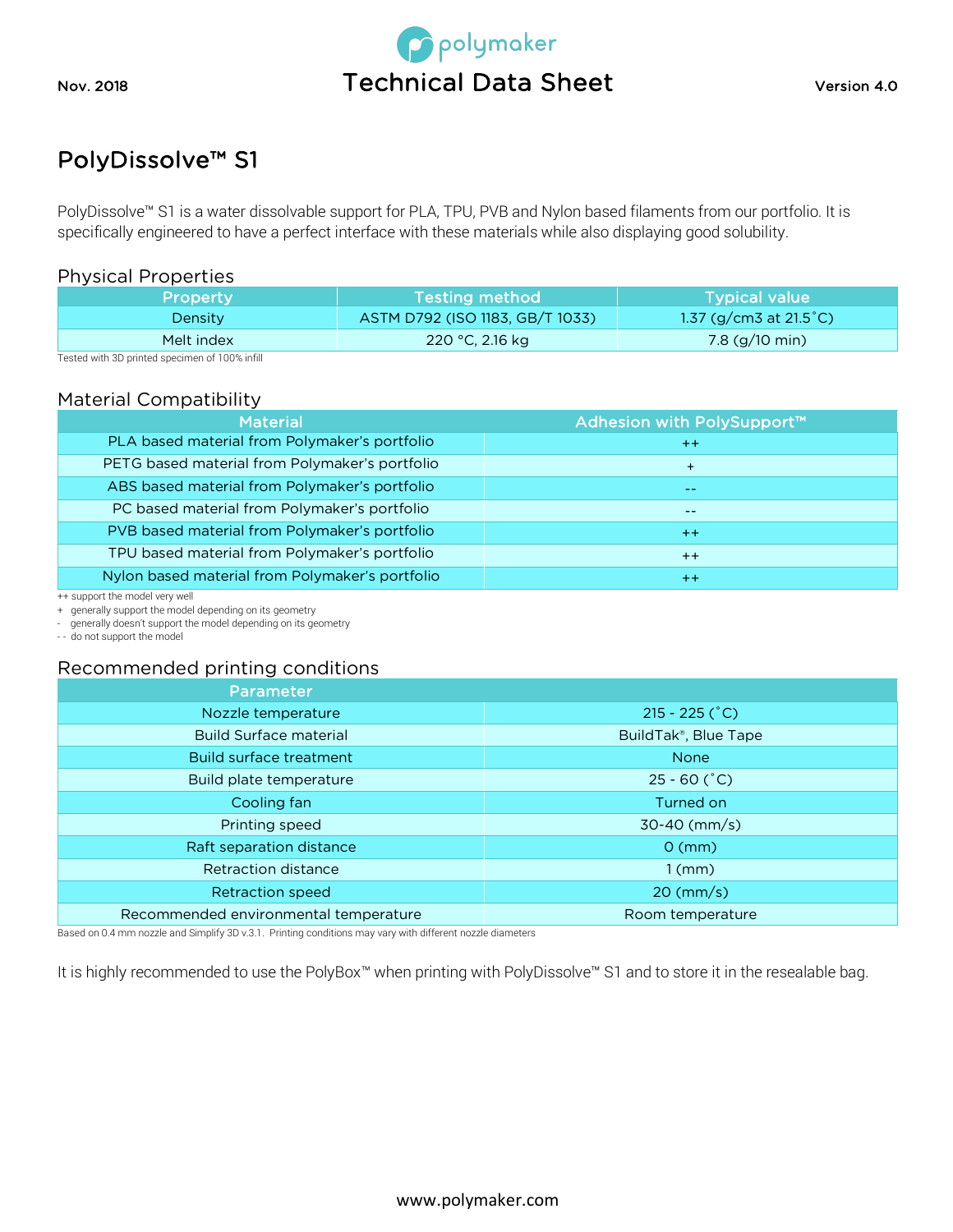Nov. 2018

# Technical Data Sheet

Version 4.0

## PolyDissolve™ S1

PolyDissolve™ S1 is a water dissolvable support for PLA, TPU, PVB and Nylon based filaments from our portfolio. It is specifically engineered to have a perfect interface with these materials while also displaying good solubility.

### Physical Properties

| Property | Testing method | Typical value |
|---|---|---|
| Density | ASTM D792 (ISO 1183, GB/T 1033) | 1.37 (g/cm3 at 21.5˚C) |
| Melt index | 220 °C, 2.16 kg | 7.8 (g/10 min) |

Tested with 3D printed specimen of 100% infill

### Material Compatibility

| Material | Adhesion with PolySupport™ |
|---|---|
| PLA based material from Polymaker's portfolio | ++ |
| PETG based material from Polymaker's portfolio | + |
| ABS based material from Polymaker's portfolio | -- |
| PC based material from Polymaker's portfolio | -- |
| PVB based material from Polymaker's portfolio | ++ |
| TPU based material from Polymaker's portfolio | ++ |
| Nylon based material from Polymaker's portfolio | ++ |

++ support the model very well
+ generally support the model depending on its geometry
- generally doesn't support the model depending on its geometry
- - do not support the model

### Recommended printing conditions

| Parameter | |
|---|---|
| Nozzle temperature | 215 - 225 (˚C) |
| Build Surface material | BuildTak®, Blue Tape |
| Build surface treatment | None |
| Build plate temperature | 25 - 60 (˚C) |
| Cooling fan | Turned on |
| Printing speed | 30-40 (mm/s) |
| Raft separation distance | 0 (mm) |
| Retraction distance | 1 (mm) |
| Retraction speed | 20 (mm/s) |
| Recommended environmental temperature | Room temperature |

Based on 0.4 mm nozzle and Simplify 3D v.3.1. Printing conditions may vary with different nozzle diameters

It is highly recommended to use the PolyBox™ when printing with PolyDissolve™ S1 and to store it in the resealable bag.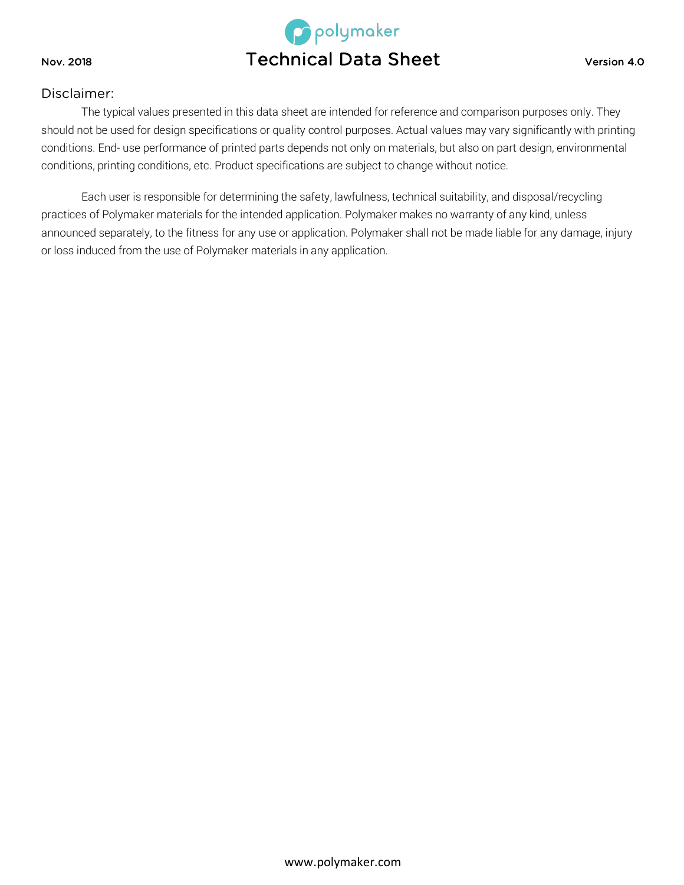## Disclaimer:

The typical values presented in this data sheet are intended for reference and comparison purposes only. They should not be used for design specifications or quality control purposes. Actual values may vary significantly with printing conditions. End- use performance of printed parts depends not only on materials, but also on part design, environmental conditions, printing conditions, etc. Product specifications are subject to change without notice.

Each user is responsible for determining the safety, lawfulness, technical suitability, and disposal/recycling practices of Polymaker materials for the intended application. Polymaker makes no warranty of any kind, unless announced separately, to the fitness for any use or application. Polymaker shall not be made liable for any damage, injury or loss induced from the use of Polymaker materials in any application.